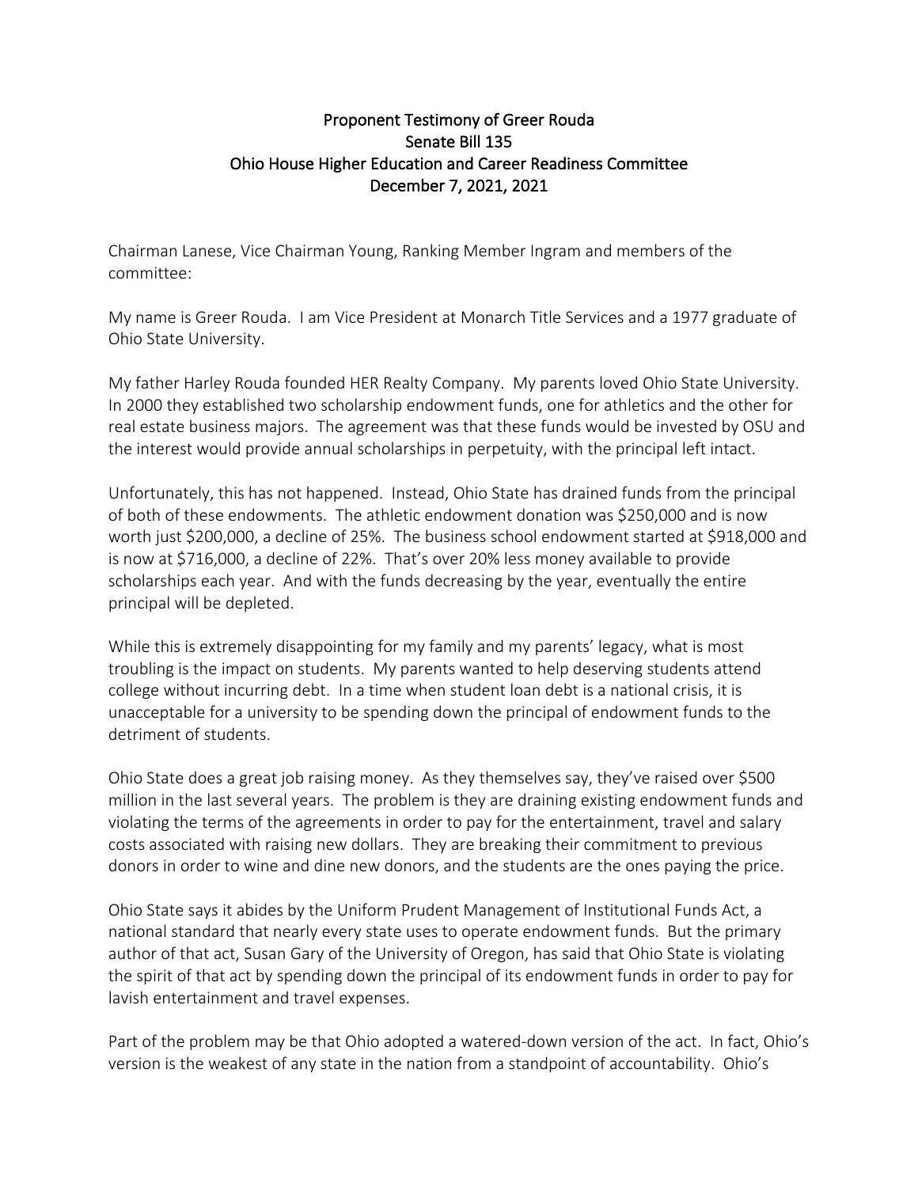**Proponent Testimony of Greer Rouda**
**Senate Bill 135**
**Ohio House Higher Education and Career Readiness Committee**
**December 7, 2021, 2021**

Chairman Lanese, Vice Chairman Young, Ranking Member Ingram and members of the committee:

My name is Greer Rouda. I am Vice President at Monarch Title Services and a 1977 graduate of Ohio State University.

My father Harley Rouda founded HER Realty Company. My parents loved Ohio State University. In 2000 they established two scholarship endowment funds, one for athletics and the other for real estate business majors. The agreement was that these funds would be invested by OSU and the interest would provide annual scholarships in perpetuity, with the principal left intact.

Unfortunately, this has not happened. Instead, Ohio State has drained funds from the principal of both of these endowments. The athletic endowment donation was $250,000 and is now worth just $200,000, a decline of 25%. The business school endowment started at $918,000 and is now at $716,000, a decline of 22%. That's over 20% less money available to provide scholarships each year. And with the funds decreasing by the year, eventually the entire principal will be depleted.

While this is extremely disappointing for my family and my parents' legacy, what is most troubling is the impact on students. My parents wanted to help deserving students attend college without incurring debt. In a time when student loan debt is a national crisis, it is unacceptable for a university to be spending down the principal of endowment funds to the detriment of students.

Ohio State does a great job raising money. As they themselves say, they've raised over $500 million in the last several years. The problem is they are draining existing endowment funds and violating the terms of the agreements in order to pay for the entertainment, travel and salary costs associated with raising new dollars. They are breaking their commitment to previous donors in order to wine and dine new donors, and the students are the ones paying the price.

Ohio State says it abides by the Uniform Prudent Management of Institutional Funds Act, a national standard that nearly every state uses to operate endowment funds. But the primary author of that act, Susan Gary of the University of Oregon, has said that Ohio State is violating the spirit of that act by spending down the principal of its endowment funds in order to pay for lavish entertainment and travel expenses.

Part of the problem may be that Ohio adopted a watered-down version of the act. In fact, Ohio's version is the weakest of any state in the nation from a standpoint of accountability. Ohio's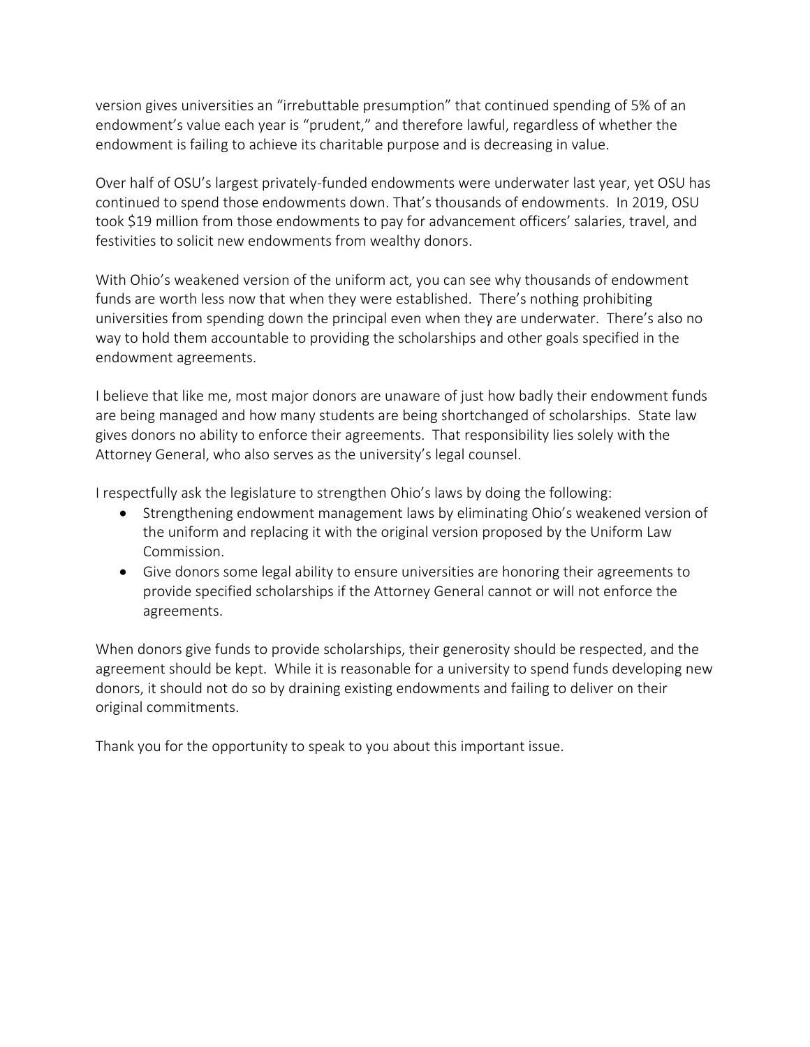version gives universities an "irrebuttable presumption" that continued spending of 5% of an endowment's value each year is "prudent," and therefore lawful, regardless of whether the endowment is failing to achieve its charitable purpose and is decreasing in value.

Over half of OSU's largest privately-funded endowments were underwater last year, yet OSU has continued to spend those endowments down. That's thousands of endowments. In 2019, OSU took $19 million from those endowments to pay for advancement officers' salaries, travel, and festivities to solicit new endowments from wealthy donors.

With Ohio's weakened version of the uniform act, you can see why thousands of endowment funds are worth less now that when they were established. There's nothing prohibiting universities from spending down the principal even when they are underwater. There's also no way to hold them accountable to providing the scholarships and other goals specified in the endowment agreements.

I believe that like me, most major donors are unaware of just how badly their endowment funds are being managed and how many students are being shortchanged of scholarships. State law gives donors no ability to enforce their agreements. That responsibility lies solely with the Attorney General, who also serves as the university's legal counsel.

I respectfully ask the legislature to strengthen Ohio's laws by doing the following:

- Strengthening endowment management laws by eliminating Ohio's weakened version of the uniform and replacing it with the original version proposed by the Uniform Law Commission.
- Give donors some legal ability to ensure universities are honoring their agreements to provide specified scholarships if the Attorney General cannot or will not enforce the agreements.

When donors give funds to provide scholarships, their generosity should be respected, and the agreement should be kept. While it is reasonable for a university to spend funds developing new donors, it should not do so by draining existing endowments and failing to deliver on their original commitments.

Thank you for the opportunity to speak to you about this important issue.